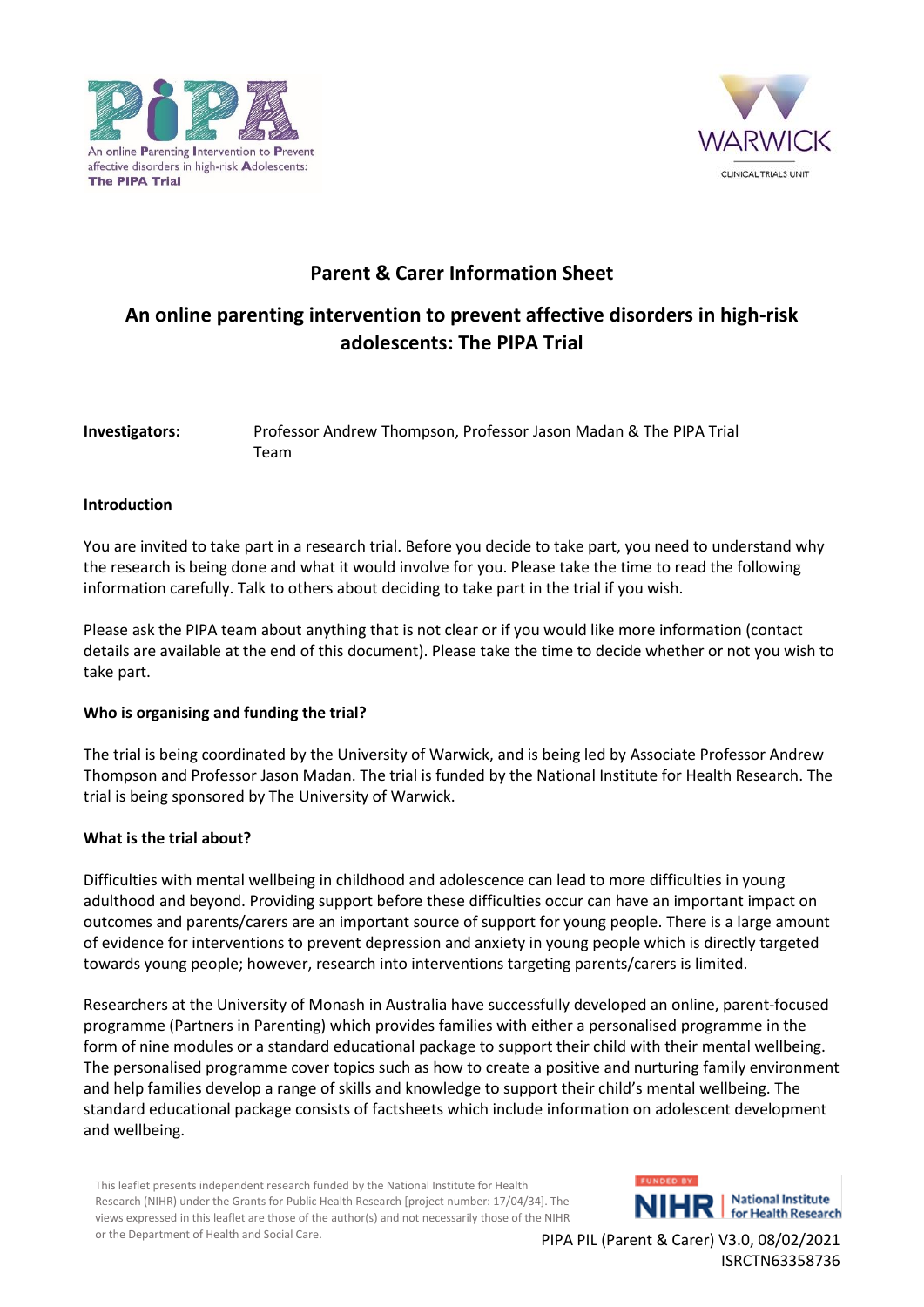# Parent & Carer Information Sheet

## An online parenting intervention to prevent affective disorders in high-risk adolescents: The PIPA Trial

**Investigators:** Professor Andrew Thompson, Professor Jason Madan & The PIPA Trial Team

### Introduction

You are invited to take part in a research trial. Before you decide to take part, you need to understand why the research is being done and what it would involve for you. Please take the time to read the following information carefully. Talk to others about deciding to take part in the trial if you wish.

Please ask the PIPA team about anything that is not clear or if you would like more information (contact details are available at the end of this document). Please take the time to decide whether or not you wish to take part.

### Who is organising and funding the trial?

The trial is being coordinated by the University of Warwick, and is being led by Associate Professor Andrew Thompson and Professor Jason Madan. The trial is funded by the National Institute for Health Research. The trial is being sponsored by The University of Warwick.

### What is the trial about?

Difficulties with mental wellbeing in childhood and adolescence can lead to more difficulties in young adulthood and beyond. Providing support before these difficulties occur can have an important impact on outcomes and parents/carers are an important source of support for young people. There is a large amount of evidence for interventions to prevent depression and anxiety in young people which is directly targeted towards young people; however, research into interventions targeting parents/carers is limited.

Researchers at the University of Monash in Australia have successfully developed an online, parent-focused programme (Partners in Parenting) which provides families with either a personalised programme in the form of nine modules or a standard educational package to support their child with their mental wellbeing. The personalised programme cover topics such as how to create a positive and nurturing family environment and help families develop a range of skills and knowledge to support their child's mental wellbeing. The standard educational package consists of factsheets which include information on adolescent development and wellbeing.

This leaflet presents independent research funded by the National Institute for Health Research (NIHR) under the Grants for Public Health Research [project number: 17/04/34]. The views expressed in this leaflet are those of the author(s) and not necessarily those of the NIHR or the Department of Health and Social Care.

PIPA PIL (Parent & Carer) V3.0, 08/02/2021
ISRCTN63358736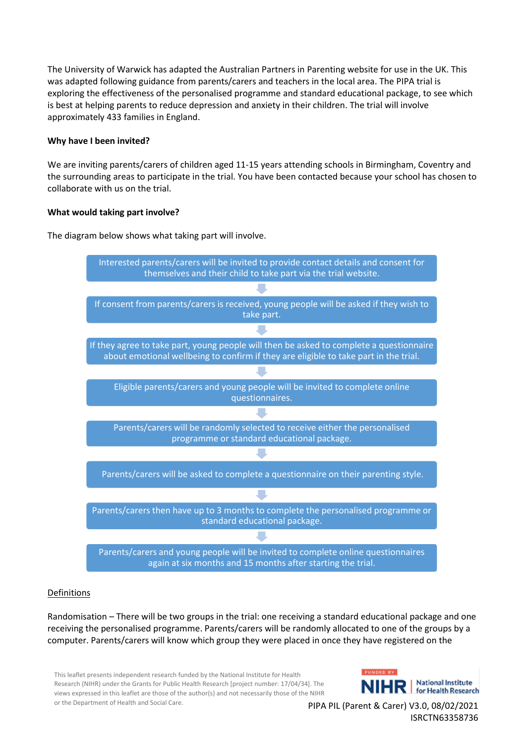The University of Warwick has adapted the Australian Partners in Parenting website for use in the UK. This was adapted following guidance from parents/carers and teachers in the local area. The PIPA trial is exploring the effectiveness of the personalised programme and standard educational package, to see which is best at helping parents to reduce depression and anxiety in their children. The trial will involve approximately 433 families in England.

**Why have I been invited?**

We are inviting parents/carers of children aged 11-15 years attending schools in Birmingham, Coventry and the surrounding areas to participate in the trial. You have been contacted because your school has chosen to collaborate with us on the trial.

**What would taking part involve?**

The diagram below shows what taking part will involve.

1. Interested parents/carers will be invited to provide contact details and consent for themselves and their child to take part via the trial website.
2. If consent from parents/carers is received, young people will be asked if they wish to take part.
3. If they agree to take part, young people will then be asked to complete a questionnaire about emotional wellbeing to confirm if they are eligible to take part in the trial.
4. Eligible parents/carers and young people will be invited to complete online questionnaires.
5. Parents/carers will be randomly selected to receive either the personalised programme or standard educational package.
6. Parents/carers will be asked to complete a questionnaire on their parenting style.
7. Parents/carers then have up to 3 months to complete the personalised programme or standard educational package.
8. Parents/carers and young people will be invited to complete online questionnaires again at six months and 15 months after starting the trial.

Definitions

Randomisation – There will be two groups in the trial: one receiving a standard educational package and one receiving the personalised programme. Parents/carers will be randomly allocated to one of the groups by a computer. Parents/carers will know which group they were placed in once they have registered on the

This leaflet presents independent research funded by the National Institute for Health Research (NIHR) under the Grants for Public Health Research [project number: 17/04/34]. The views expressed in this leaflet are those of the author(s) and not necessarily those of the NIHR or the Department of Health and Social Care.

PIPA PIL (Parent & Carer) V3.0, 08/02/2021
ISRCTN63358736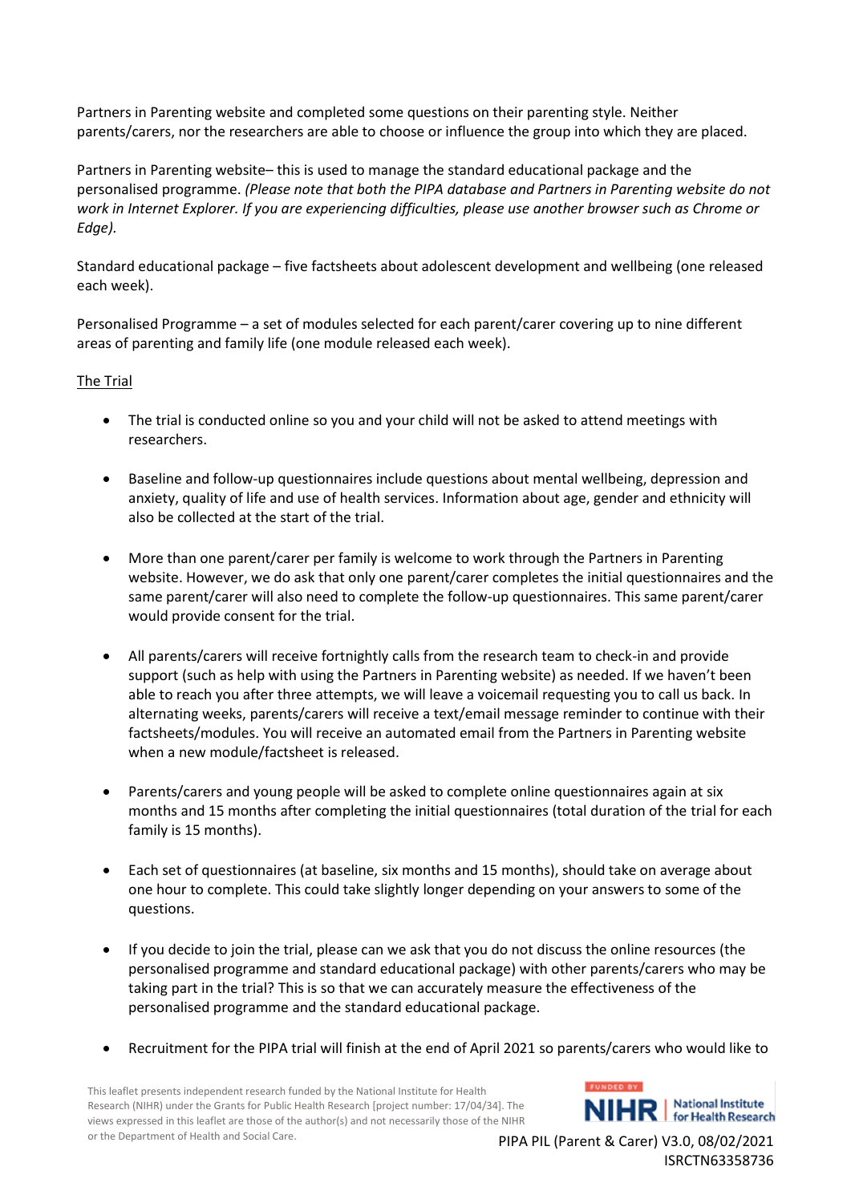Partners in Parenting website and completed some questions on their parenting style. Neither parents/carers, nor the researchers are able to choose or influence the group into which they are placed.

Partners in Parenting website– this is used to manage the standard educational package and the personalised programme. *(Please note that both the PIPA database and Partners in Parenting website do not work in Internet Explorer. If you are experiencing difficulties, please use another browser such as Chrome or Edge).*

Standard educational package – five factsheets about adolescent development and wellbeing (one released each week).

Personalised Programme – a set of modules selected for each parent/carer covering up to nine different areas of parenting and family life (one module released each week).

<u>The Trial</u>

- The trial is conducted online so you and your child will not be asked to attend meetings with researchers.
- Baseline and follow-up questionnaires include questions about mental wellbeing, depression and anxiety, quality of life and use of health services. Information about age, gender and ethnicity will also be collected at the start of the trial.
- More than one parent/carer per family is welcome to work through the Partners in Parenting website. However, we do ask that only one parent/carer completes the initial questionnaires and the same parent/carer will also need to complete the follow-up questionnaires. This same parent/carer would provide consent for the trial.
- All parents/carers will receive fortnightly calls from the research team to check-in and provide support (such as help with using the Partners in Parenting website) as needed. If we haven't been able to reach you after three attempts, we will leave a voicemail requesting you to call us back. In alternating weeks, parents/carers will receive a text/email message reminder to continue with their factsheets/modules. You will receive an automated email from the Partners in Parenting website when a new module/factsheet is released.
- Parents/carers and young people will be asked to complete online questionnaires again at six months and 15 months after completing the initial questionnaires (total duration of the trial for each family is 15 months).
- Each set of questionnaires (at baseline, six months and 15 months), should take on average about one hour to complete. This could take slightly longer depending on your answers to some of the questions.
- If you decide to join the trial, please can we ask that you do not discuss the online resources (the personalised programme and standard educational package) with other parents/carers who may be taking part in the trial? This is so that we can accurately measure the effectiveness of the personalised programme and the standard educational package.
- Recruitment for the PIPA trial will finish at the end of April 2021 so parents/carers who would like to

This leaflet presents independent research funded by the National Institute for Health Research (NIHR) under the Grants for Public Health Research [project number: 17/04/34]. The views expressed in this leaflet are those of the author(s) and not necessarily those of the NIHR or the Department of Health and Social Care.

PIPA PIL (Parent & Carer) V3.0, 08/02/2021
ISRCTN63358736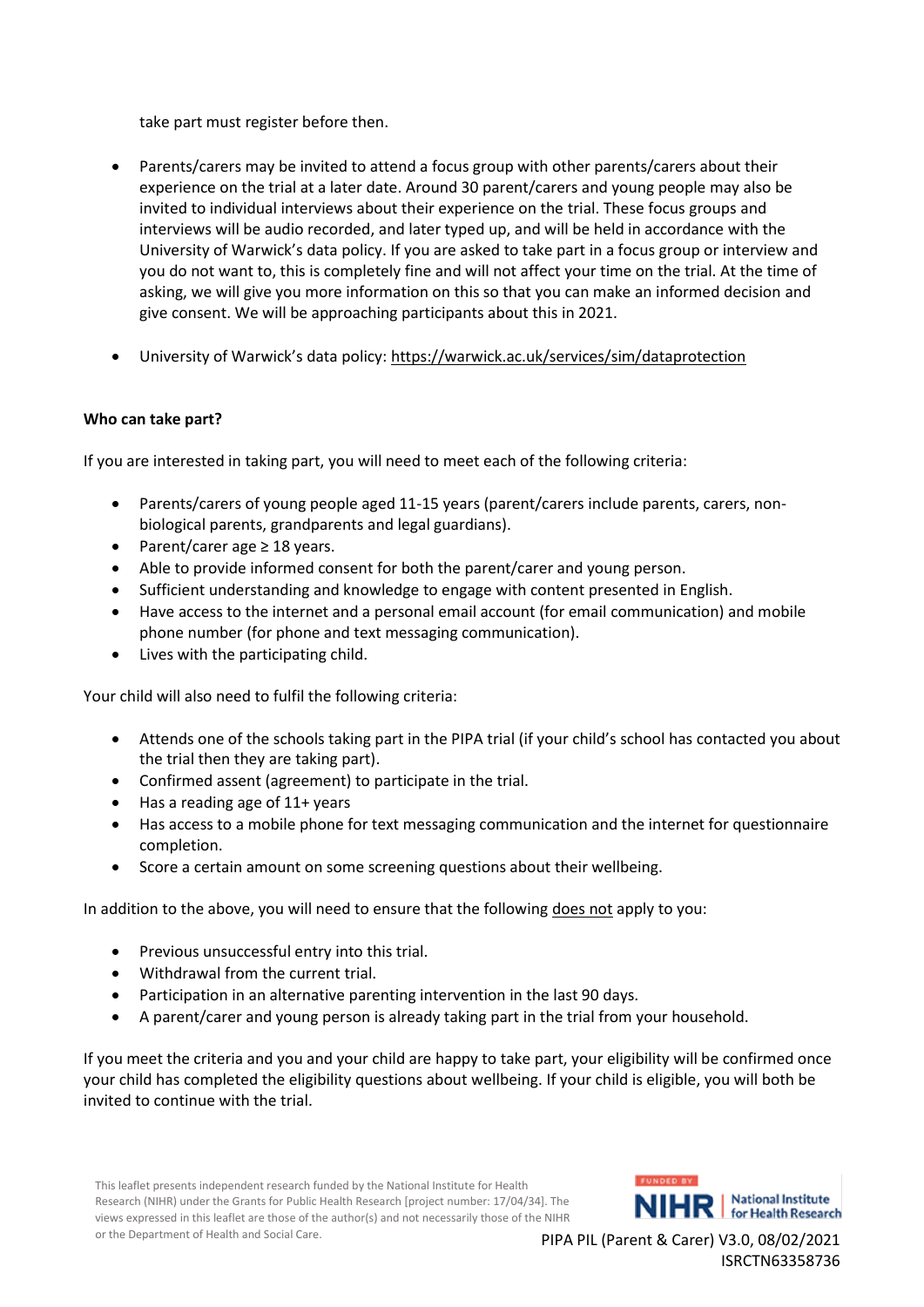take part must register before then.

- Parents/carers may be invited to attend a focus group with other parents/carers about their experience on the trial at a later date. Around 30 parent/carers and young people may also be invited to individual interviews about their experience on the trial. These focus groups and interviews will be audio recorded, and later typed up, and will be held in accordance with the University of Warwick's data policy. If you are asked to take part in a focus group or interview and you do not want to, this is completely fine and will not affect your time on the trial. At the time of asking, we will give you more information on this so that you can make an informed decision and give consent. We will be approaching participants about this in 2021.
- University of Warwick's data policy: https://warwick.ac.uk/services/sim/dataprotection

**Who can take part?**

If you are interested in taking part, you will need to meet each of the following criteria:

- Parents/carers of young people aged 11-15 years (parent/carers include parents, carers, non-biological parents, grandparents and legal guardians).
- Parent/carer age ≥ 18 years.
- Able to provide informed consent for both the parent/carer and young person.
- Sufficient understanding and knowledge to engage with content presented in English.
- Have access to the internet and a personal email account (for email communication) and mobile phone number (for phone and text messaging communication).
- Lives with the participating child.

Your child will also need to fulfil the following criteria:

- Attends one of the schools taking part in the PIPA trial (if your child's school has contacted you about the trial then they are taking part).
- Confirmed assent (agreement) to participate in the trial.
- Has a reading age of 11+ years
- Has access to a mobile phone for text messaging communication and the internet for questionnaire completion.
- Score a certain amount on some screening questions about their wellbeing.

In addition to the above, you will need to ensure that the following <u>does not</u> apply to you:

- Previous unsuccessful entry into this trial.
- Withdrawal from the current trial.
- Participation in an alternative parenting intervention in the last 90 days.
- A parent/carer and young person is already taking part in the trial from your household.

If you meet the criteria and you and your child are happy to take part, your eligibility will be confirmed once your child has completed the eligibility questions about wellbeing. If your child is eligible, you will both be invited to continue with the trial.

This leaflet presents independent research funded by the National Institute for Health Research (NIHR) under the Grants for Public Health Research [project number: 17/04/34]. The views expressed in this leaflet are those of the author(s) and not necessarily those of the NIHR or the Department of Health and Social Care.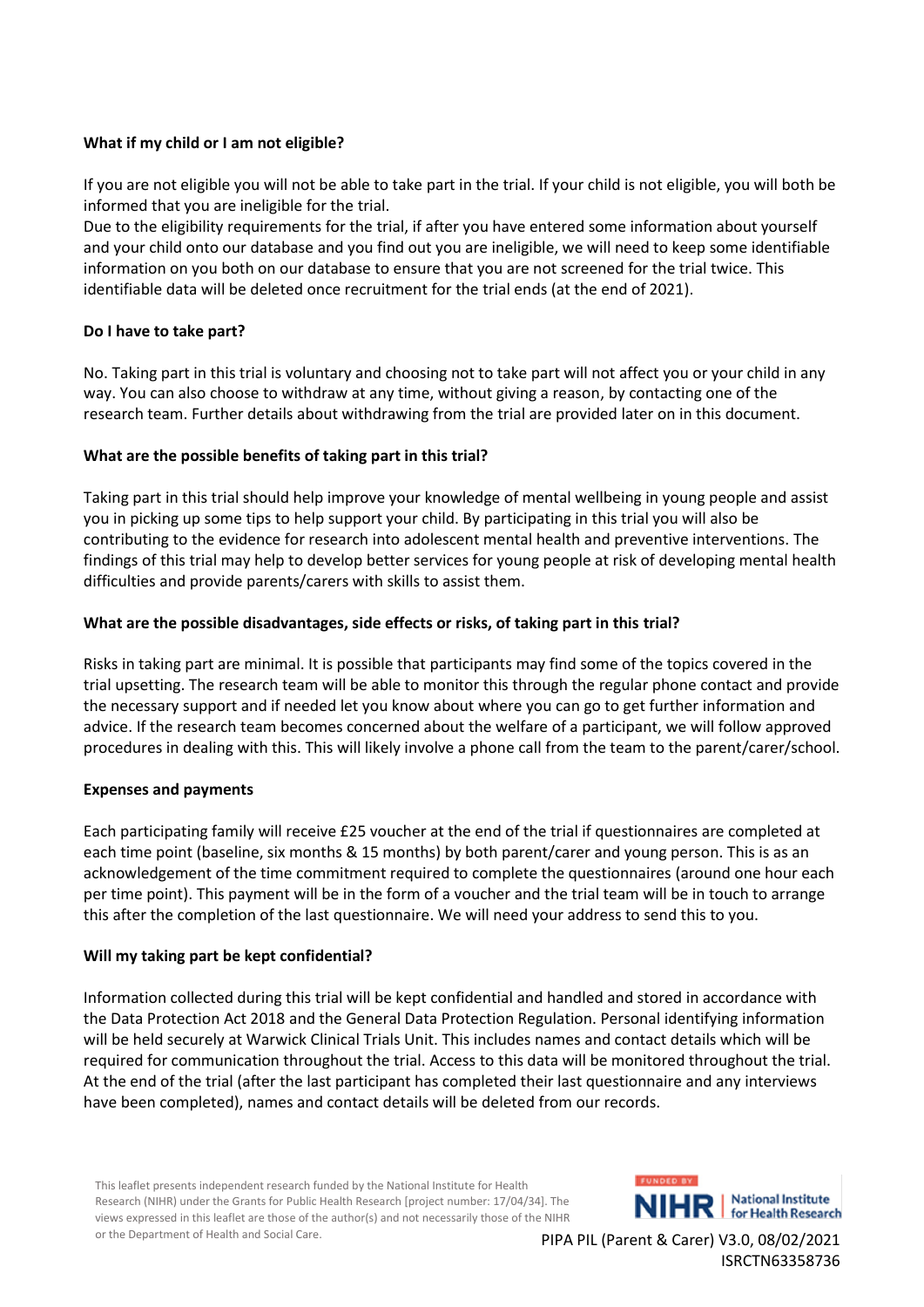**What if my child or I am not eligible?**

If you are not eligible you will not be able to take part in the trial. If your child is not eligible, you will both be informed that you are ineligible for the trial.
Due to the eligibility requirements for the trial, if after you have entered some information about yourself and your child onto our database and you find out you are ineligible, we will need to keep some identifiable information on you both on our database to ensure that you are not screened for the trial twice. This identifiable data will be deleted once recruitment for the trial ends (at the end of 2021).

**Do I have to take part?**

No. Taking part in this trial is voluntary and choosing not to take part will not affect you or your child in any way. You can also choose to withdraw at any time, without giving a reason, by contacting one of the research team. Further details about withdrawing from the trial are provided later on in this document.

**What are the possible benefits of taking part in this trial?**

Taking part in this trial should help improve your knowledge of mental wellbeing in young people and assist you in picking up some tips to help support your child. By participating in this trial you will also be contributing to the evidence for research into adolescent mental health and preventive interventions. The findings of this trial may help to develop better services for young people at risk of developing mental health difficulties and provide parents/carers with skills to assist them.

**What are the possible disadvantages, side effects or risks, of taking part in this trial?**

Risks in taking part are minimal. It is possible that participants may find some of the topics covered in the trial upsetting. The research team will be able to monitor this through the regular phone contact and provide the necessary support and if needed let you know about where you can go to get further information and advice. If the research team becomes concerned about the welfare of a participant, we will follow approved procedures in dealing with this. This will likely involve a phone call from the team to the parent/carer/school.

**Expenses and payments**

Each participating family will receive £25 voucher at the end of the trial if questionnaires are completed at each time point (baseline, six months & 15 months) by both parent/carer and young person. This is as an acknowledgement of the time commitment required to complete the questionnaires (around one hour each per time point). This payment will be in the form of a voucher and the trial team will be in touch to arrange this after the completion of the last questionnaire. We will need your address to send this to you.

**Will my taking part be kept confidential?**

Information collected during this trial will be kept confidential and handled and stored in accordance with the Data Protection Act 2018 and the General Data Protection Regulation. Personal identifying information will be held securely at Warwick Clinical Trials Unit. This includes names and contact details which will be required for communication throughout the trial. Access to this data will be monitored throughout the trial. At the end of the trial (after the last participant has completed their last questionnaire and any interviews have been completed), names and contact details will be deleted from our records.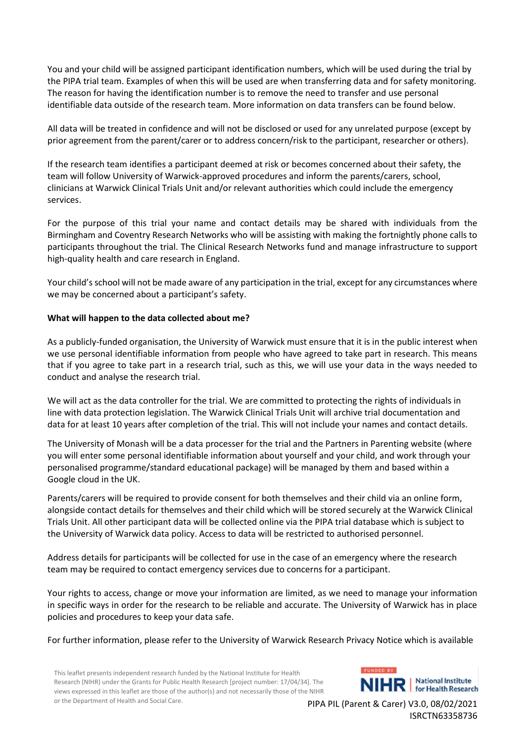You and your child will be assigned participant identification numbers, which will be used during the trial by the PIPA trial team. Examples of when this will be used are when transferring data and for safety monitoring. The reason for having the identification number is to remove the need to transfer and use personal identifiable data outside of the research team. More information on data transfers can be found below.

All data will be treated in confidence and will not be disclosed or used for any unrelated purpose (except by prior agreement from the parent/carer or to address concern/risk to the participant, researcher or others).

If the research team identifies a participant deemed at risk or becomes concerned about their safety, the team will follow University of Warwick-approved procedures and inform the parents/carers, school, clinicians at Warwick Clinical Trials Unit and/or relevant authorities which could include the emergency services.

For the purpose of this trial your name and contact details may be shared with individuals from the Birmingham and Coventry Research Networks who will be assisting with making the fortnightly phone calls to participants throughout the trial. The Clinical Research Networks fund and manage infrastructure to support high-quality health and care research in England.

Your child's school will not be made aware of any participation in the trial, except for any circumstances where we may be concerned about a participant's safety.

**What will happen to the data collected about me?**

As a publicly-funded organisation, the University of Warwick must ensure that it is in the public interest when we use personal identifiable information from people who have agreed to take part in research. This means that if you agree to take part in a research trial, such as this, we will use your data in the ways needed to conduct and analyse the research trial.

We will act as the data controller for the trial. We are committed to protecting the rights of individuals in line with data protection legislation. The Warwick Clinical Trials Unit will archive trial documentation and data for at least 10 years after completion of the trial. This will not include your names and contact details.

The University of Monash will be a data processer for the trial and the Partners in Parenting website (where you will enter some personal identifiable information about yourself and your child, and work through your personalised programme/standard educational package) will be managed by them and based within a Google cloud in the UK.

Parents/carers will be required to provide consent for both themselves and their child via an online form, alongside contact details for themselves and their child which will be stored securely at the Warwick Clinical Trials Unit. All other participant data will be collected online via the PIPA trial database which is subject to the University of Warwick data policy. Access to data will be restricted to authorised personnel.

Address details for participants will be collected for use in the case of an emergency where the research team may be required to contact emergency services due to concerns for a participant.

Your rights to access, change or move your information are limited, as we need to manage your information in specific ways in order for the research to be reliable and accurate. The University of Warwick has in place policies and procedures to keep your data safe.

For further information, please refer to the University of Warwick Research Privacy Notice which is available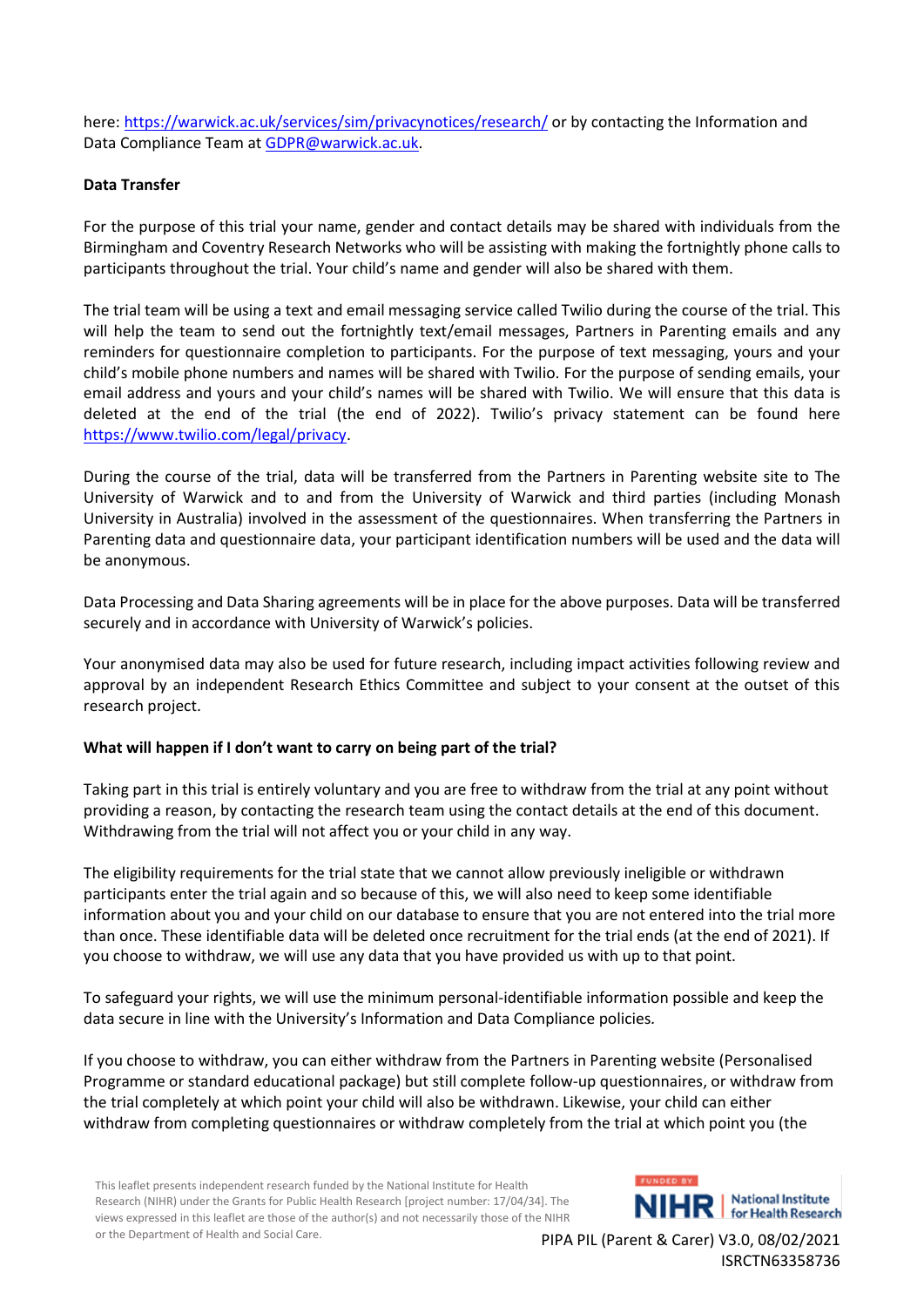here: https://warwick.ac.uk/services/sim/privacynotices/research/ or by contacting the Information and Data Compliance Team at GDPR@warwick.ac.uk.

**Data Transfer**

For the purpose of this trial your name, gender and contact details may be shared with individuals from the Birmingham and Coventry Research Networks who will be assisting with making the fortnightly phone calls to participants throughout the trial. Your child's name and gender will also be shared with them.

The trial team will be using a text and email messaging service called Twilio during the course of the trial. This will help the team to send out the fortnightly text/email messages, Partners in Parenting emails and any reminders for questionnaire completion to participants. For the purpose of text messaging, yours and your child's mobile phone numbers and names will be shared with Twilio. For the purpose of sending emails, your email address and yours and your child's names will be shared with Twilio. We will ensure that this data is deleted at the end of the trial (the end of 2022). Twilio's privacy statement can be found here https://www.twilio.com/legal/privacy.

During the course of the trial, data will be transferred from the Partners in Parenting website site to The University of Warwick and to and from the University of Warwick and third parties (including Monash University in Australia) involved in the assessment of the questionnaires. When transferring the Partners in Parenting data and questionnaire data, your participant identification numbers will be used and the data will be anonymous.

Data Processing and Data Sharing agreements will be in place for the above purposes. Data will be transferred securely and in accordance with University of Warwick's policies.

Your anonymised data may also be used for future research, including impact activities following review and approval by an independent Research Ethics Committee and subject to your consent at the outset of this research project.

**What will happen if I don't want to carry on being part of the trial?**

Taking part in this trial is entirely voluntary and you are free to withdraw from the trial at any point without providing a reason, by contacting the research team using the contact details at the end of this document. Withdrawing from the trial will not affect you or your child in any way.

The eligibility requirements for the trial state that we cannot allow previously ineligible or withdrawn participants enter the trial again and so because of this, we will also need to keep some identifiable information about you and your child on our database to ensure that you are not entered into the trial more than once. These identifiable data will be deleted once recruitment for the trial ends (at the end of 2021). If you choose to withdraw, we will use any data that you have provided us with up to that point.

To safeguard your rights, we will use the minimum personal-identifiable information possible and keep the data secure in line with the University's Information and Data Compliance policies.

If you choose to withdraw, you can either withdraw from the Partners in Parenting website (Personalised Programme or standard educational package) but still complete follow-up questionnaires, or withdraw from the trial completely at which point your child will also be withdrawn. Likewise, your child can either withdraw from completing questionnaires or withdraw completely from the trial at which point you (the

This leaflet presents independent research funded by the National Institute for Health Research (NIHR) under the Grants for Public Health Research [project number: 17/04/34]. The views expressed in this leaflet are those of the author(s) and not necessarily those of the NIHR or the Department of Health and Social Care.

PIPA PIL (Parent & Carer) V3.0, 08/02/2021
ISRCTN63358736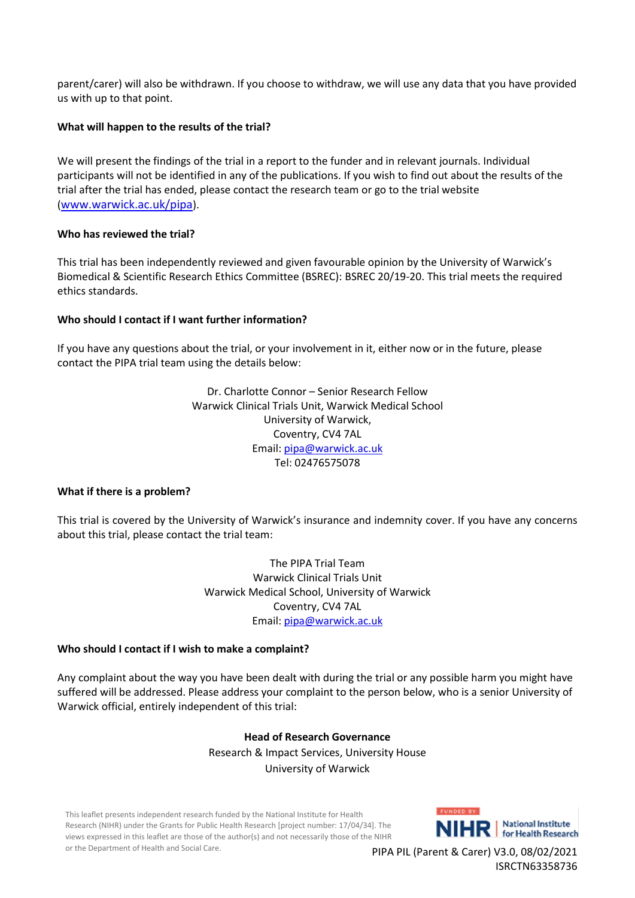parent/carer) will also be withdrawn. If you choose to withdraw, we will use any data that you have provided us with up to that point.

**What will happen to the results of the trial?**

We will present the findings of the trial in a report to the funder and in relevant journals. Individual participants will not be identified in any of the publications. If you wish to find out about the results of the trial after the trial has ended, please contact the research team or go to the trial website (www.warwick.ac.uk/pipa).

**Who has reviewed the trial?**

This trial has been independently reviewed and given favourable opinion by the University of Warwick's Biomedical & Scientific Research Ethics Committee (BSREC): BSREC 20/19-20. This trial meets the required ethics standards.

**Who should I contact if I want further information?**

If you have any questions about the trial, or your involvement in it, either now or in the future, please contact the PIPA trial team using the details below:

Dr. Charlotte Connor – Senior Research Fellow
Warwick Clinical Trials Unit, Warwick Medical School
University of Warwick,
Coventry, CV4 7AL
Email: pipa@warwick.ac.uk
Tel: 02476575078

**What if there is a problem?**

This trial is covered by the University of Warwick's insurance and indemnity cover. If you have any concerns about this trial, please contact the trial team:

The PIPA Trial Team
Warwick Clinical Trials Unit
Warwick Medical School, University of Warwick
Coventry, CV4 7AL
Email: pipa@warwick.ac.uk

**Who should I contact if I wish to make a complaint?**

Any complaint about the way you have been dealt with during the trial or any possible harm you might have suffered will be addressed. Please address your complaint to the person below, who is a senior University of Warwick official, entirely independent of this trial:

**Head of Research Governance**
Research & Impact Services, University House
University of Warwick

This leaflet presents independent research funded by the National Institute for Health Research (NIHR) under the Grants for Public Health Research [project number: 17/04/34]. The views expressed in this leaflet are those of the author(s) and not necessarily those of the NIHR or the Department of Health and Social Care.

FUNDED BY NIHR | National Institute for Health Research

PIPA PIL (Parent & Carer) V3.0, 08/02/2021
ISRCTN63358736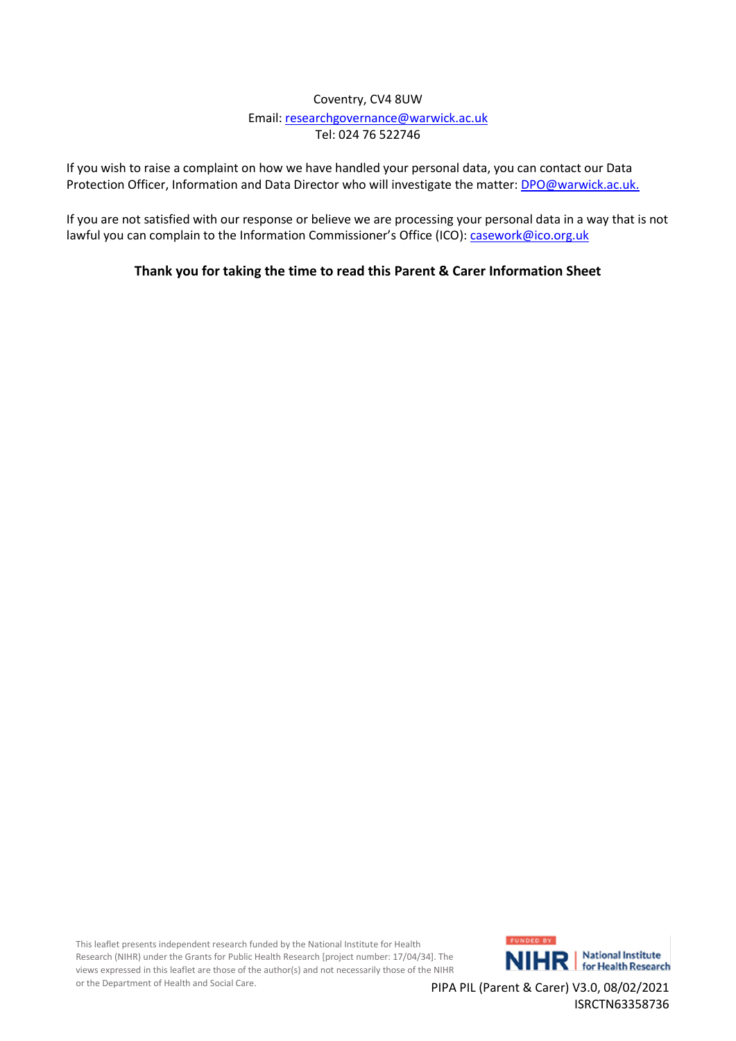Coventry, CV4 8UW
Email: researchgovernance@warwick.ac.uk
Tel: 024 76 522746

If you wish to raise a complaint on how we have handled your personal data, you can contact our Data Protection Officer, Information and Data Director who will investigate the matter: DPO@warwick.ac.uk.

If you are not satisfied with our response or believe we are processing your personal data in a way that is not lawful you can complain to the Information Commissioner's Office (ICO): casework@ico.org.uk

**Thank you for taking the time to read this Parent & Carer Information Sheet**

This leaflet presents independent research funded by the National Institute for Health Research (NIHR) under the Grants for Public Health Research [project number: 17/04/34]. The views expressed in this leaflet are those of the author(s) and not necessarily those of the NIHR or the Department of Health and Social Care.

FUNDED BY NIHR | National Institute for Health Research

PIPA PIL (Parent & Carer) V3.0, 08/02/2021
ISRCTN63358736